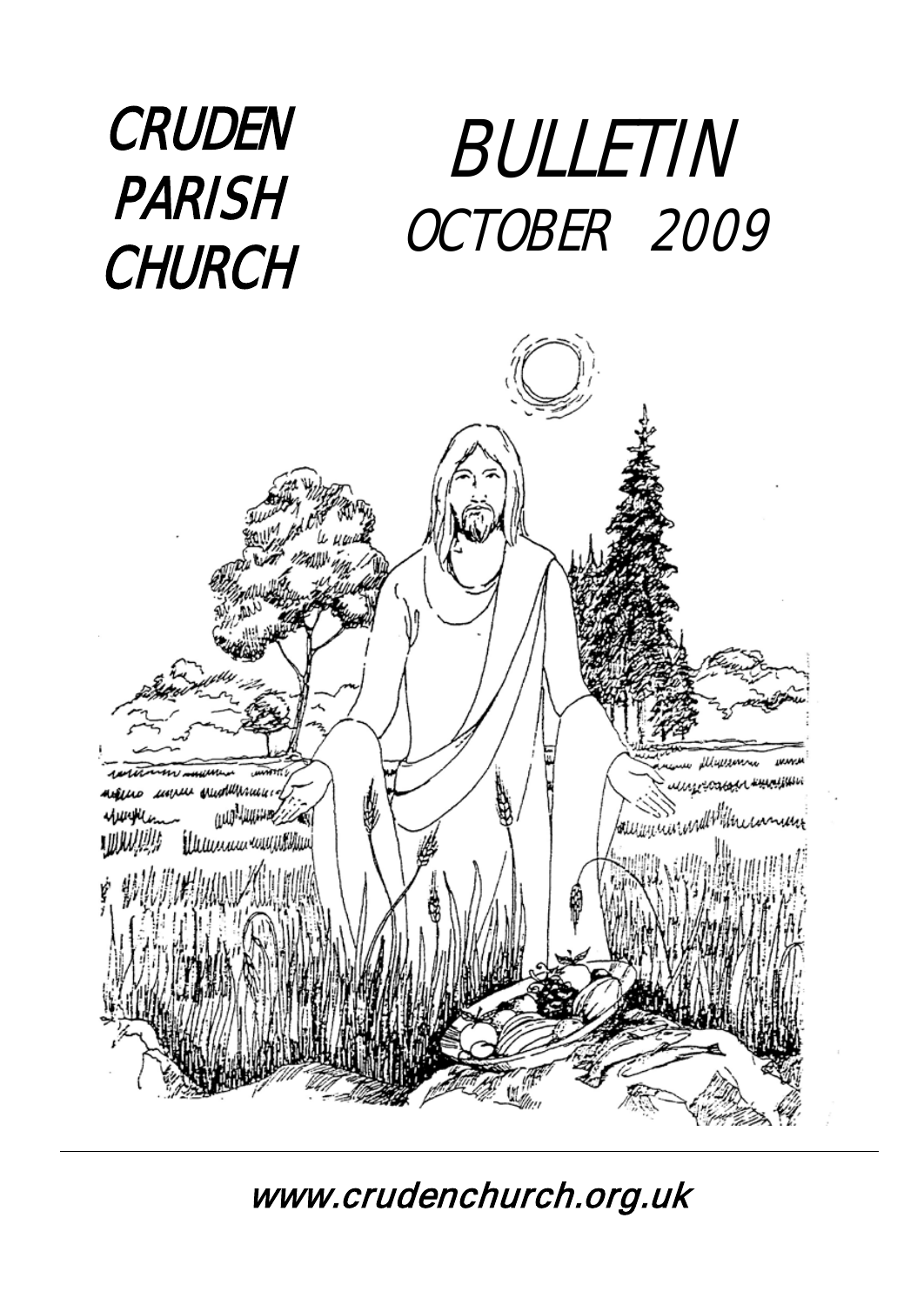# CRUDEN PARISH CHURCH

# BULLETIN
## OCTOBER 2009

www.crudenchurch.org.uk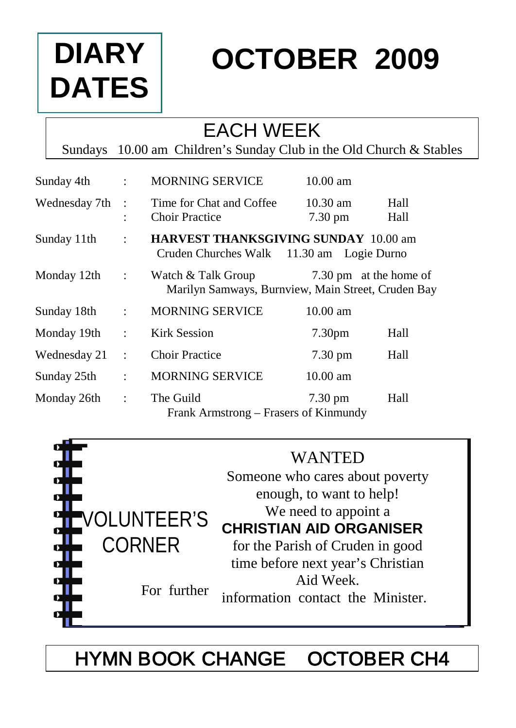# DIARY DATES

# OCTOBER 2009

## EACH WEEK

Sundays 10.00 am Children's Sunday Club in the Old Church & Stables

| | | | | |
|---|---|---|---|---|
| Sunday 4th | : | MORNING SERVICE | 10.00 am | |
| Wednesday 7th | : | Time for Chat and Coffee | 10.30 am | Hall |
| | : | Choir Practice | 7.30 pm | Hall |
| Sunday 11th | : | **HARVEST THANKSGIVING SUNDAY** 10.00 am | | |
| | | Cruden Churches Walk 11.30 am Logie Durno | | |
| Monday 12th | : | Watch & Talk Group | 7.30 pm | at the home of |
| | | Marilyn Samways, Burnview, Main Street, Cruden Bay | | |
| Sunday 18th | : | MORNING SERVICE | 10.00 am | |
| Monday 19th | : | Kirk Session | 7.30pm | Hall |
| Wednesday 21 | : | Choir Practice | 7.30 pm | Hall |
| Sunday 25th | : | MORNING SERVICE | 10.00 am | |
| Monday 26th | : | The Guild | 7.30 pm | Hall |
| | | Frank Armstrong – Frasers of Kinmundy | | |

## VOLUNTEER'S CORNER

WANTED

Someone who cares about poverty enough, to want to help!

We need to appoint a

**CHRISTIAN AID ORGANISER**

for the Parish of Cruden in good time before next year's Christian Aid Week.

For further information contact the Minister.

## HYMN BOOK CHANGE OCTOBER CH4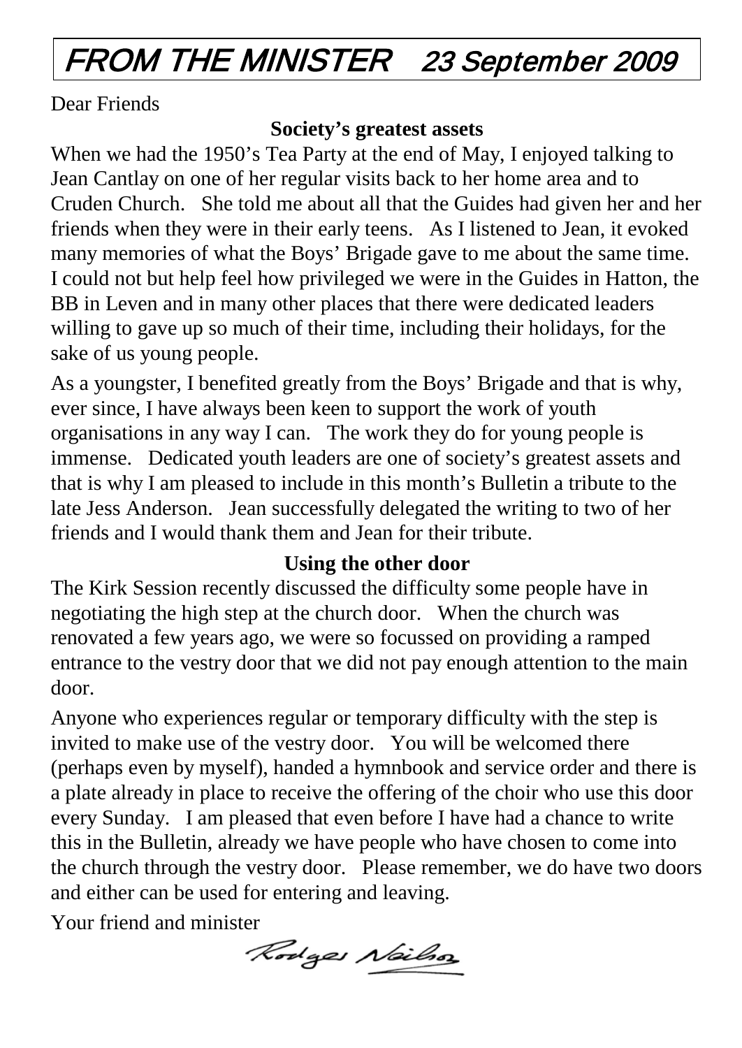# FROM THE MINISTER 23 September 2009

Dear Friends

**Society's greatest assets**

When we had the 1950's Tea Party at the end of May, I enjoyed talking to Jean Cantlay on one of her regular visits back to her home area and to Cruden Church. She told me about all that the Guides had given her and her friends when they were in their early teens. As I listened to Jean, it evoked many memories of what the Boys' Brigade gave to me about the same time. I could not but help feel how privileged we were in the Guides in Hatton, the BB in Leven and in many other places that there were dedicated leaders willing to gave up so much of their time, including their holidays, for the sake of us young people.

As a youngster, I benefited greatly from the Boys' Brigade and that is why, ever since, I have always been keen to support the work of youth organisations in any way I can. The work they do for young people is immense. Dedicated youth leaders are one of society's greatest assets and that is why I am pleased to include in this month's Bulletin a tribute to the late Jess Anderson. Jean successfully delegated the writing to two of her friends and I would thank them and Jean for their tribute.

**Using the other door**

The Kirk Session recently discussed the difficulty some people have in negotiating the high step at the church door. When the church was renovated a few years ago, we were so focussed on providing a ramped entrance to the vestry door that we did not pay enough attention to the main door.

Anyone who experiences regular or temporary difficulty with the step is invited to make use of the vestry door. You will be welcomed there (perhaps even by myself), handed a hymnbook and service order and there is a plate already in place to receive the offering of the choir who use this door every Sunday. I am pleased that even before I have had a chance to write this in the Bulletin, already we have people who have chosen to come into the church through the vestry door. Please remember, we do have two doors and either can be used for entering and leaving.

Your friend and minister

Rodger Neilson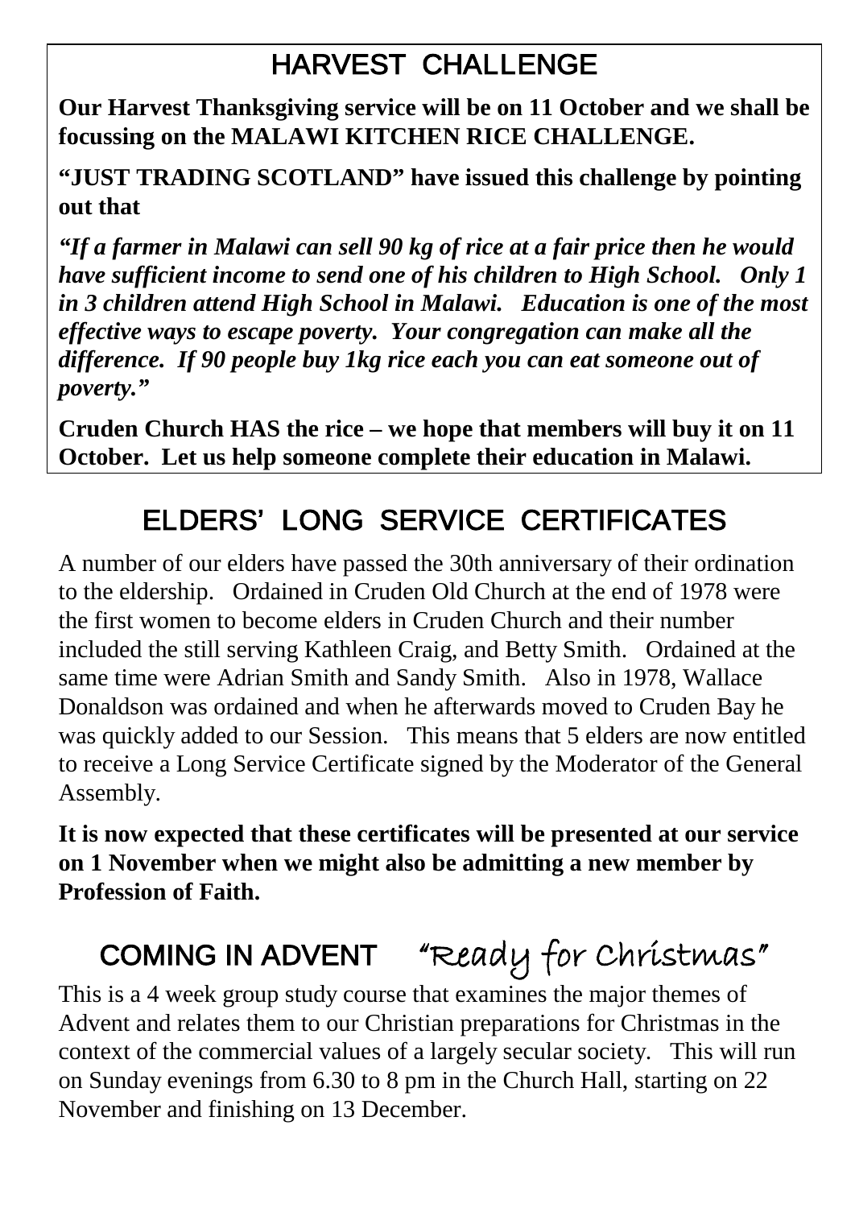## HARVEST CHALLENGE

**Our Harvest Thanksgiving service will be on 11 October and we shall be focussing on the MALAWI KITCHEN RICE CHALLENGE.**

**"JUST TRADING SCOTLAND" have issued this challenge by pointing out that**

***"If a farmer in Malawi can sell 90 kg of rice at a fair price then he would have sufficient income to send one of his children to High School. Only 1 in 3 children attend High School in Malawi. Education is one of the most effective ways to escape poverty. Your congregation can make all the difference. If 90 people buy 1kg rice each you can eat someone out of poverty."***

**Cruden Church HAS the rice – we hope that members will buy it on 11 October. Let us help someone complete their education in Malawi.**

## ELDERS' LONG SERVICE CERTIFICATES

A number of our elders have passed the 30th anniversary of their ordination to the eldership. Ordained in Cruden Old Church at the end of 1978 were the first women to become elders in Cruden Church and their number included the still serving Kathleen Craig, and Betty Smith. Ordained at the same time were Adrian Smith and Sandy Smith. Also in 1978, Wallace Donaldson was ordained and when he afterwards moved to Cruden Bay he was quickly added to our Session. This means that 5 elders are now entitled to receive a Long Service Certificate signed by the Moderator of the General Assembly.

**It is now expected that these certificates will be presented at our service on 1 November when we might also be admitting a new member by Profession of Faith.**

## COMING IN ADVENT "Ready for Christmas"

This is a 4 week group study course that examines the major themes of Advent and relates them to our Christian preparations for Christmas in the context of the commercial values of a largely secular society. This will run on Sunday evenings from 6.30 to 8 pm in the Church Hall, starting on 22 November and finishing on 13 December.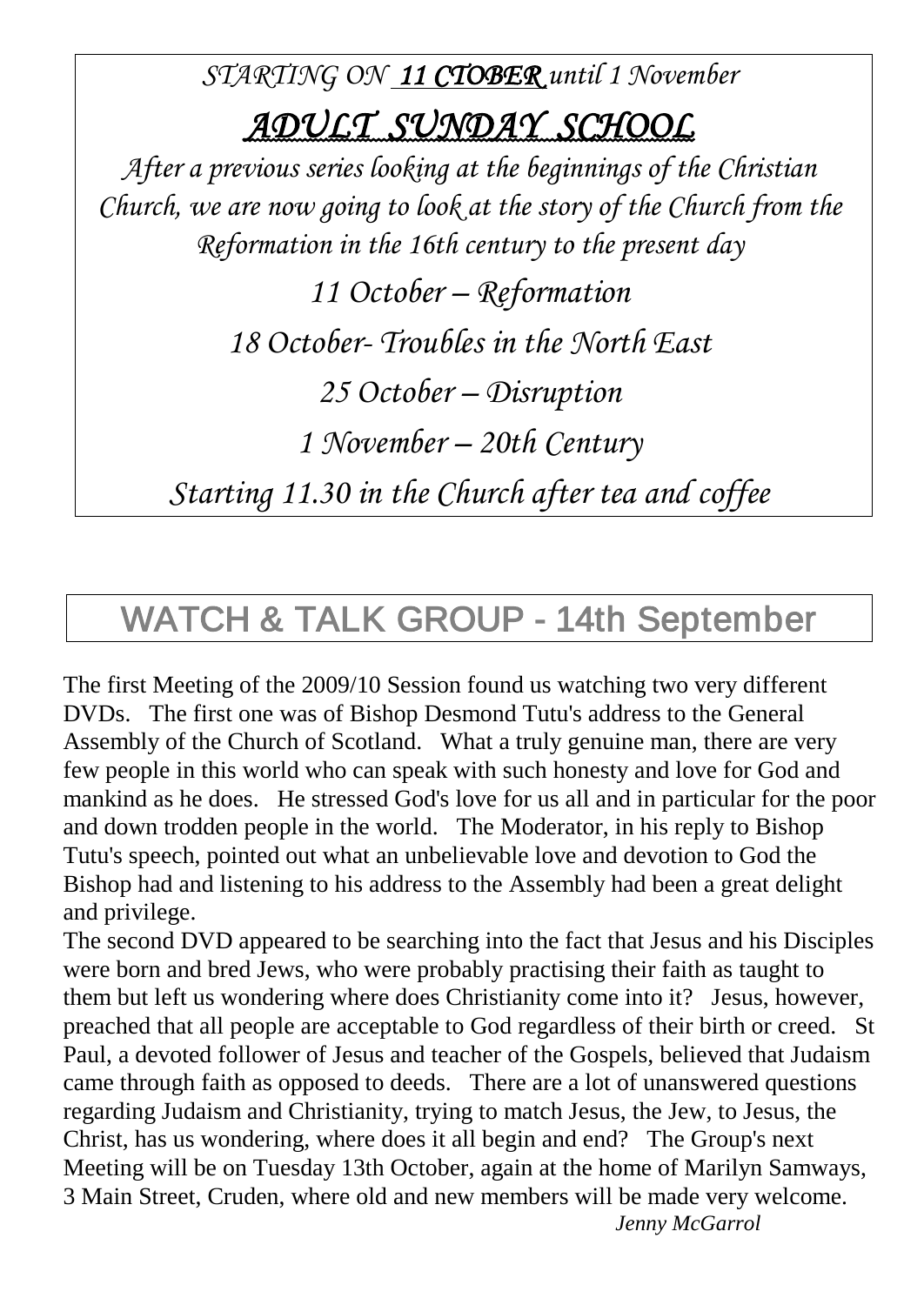*STARTING ON* ***11 CTOBER*** *until 1 November*

# *ADULT SUNDAY SCHOOL*

*After a previous series looking at the beginnings of the Christian Church, we are now going to look at the story of the Church from the Reformation in the 16th century to the present day*

*11 October – Reformation*

*18 October- Troubles in the North East*

*25 October – Disruption*

*1 November – 20th Century*

*Starting 11.30 in the Church after tea and coffee*

# WATCH & TALK GROUP - 14th September

The first Meeting of the 2009/10 Session found us watching two very different DVDs. The first one was of Bishop Desmond Tutu's address to the General Assembly of the Church of Scotland. What a truly genuine man, there are very few people in this world who can speak with such honesty and love for God and mankind as he does. He stressed God's love for us all and in particular for the poor and down trodden people in the world. The Moderator, in his reply to Bishop Tutu's speech, pointed out what an unbelievable love and devotion to God the Bishop had and listening to his address to the Assembly had been a great delight and privilege.

The second DVD appeared to be searching into the fact that Jesus and his Disciples were born and bred Jews, who were probably practising their faith as taught to them but left us wondering where does Christianity come into it? Jesus, however, preached that all people are acceptable to God regardless of their birth or creed. St Paul, a devoted follower of Jesus and teacher of the Gospels, believed that Judaism came through faith as opposed to deeds. There are a lot of unanswered questions regarding Judaism and Christianity, trying to match Jesus, the Jew, to Jesus, the Christ, has us wondering, where does it all begin and end? The Group's next Meeting will be on Tuesday 13th October, again at the home of Marilyn Samways, 3 Main Street, Cruden, where old and new members will be made very welcome.

*Jenny McGarrol*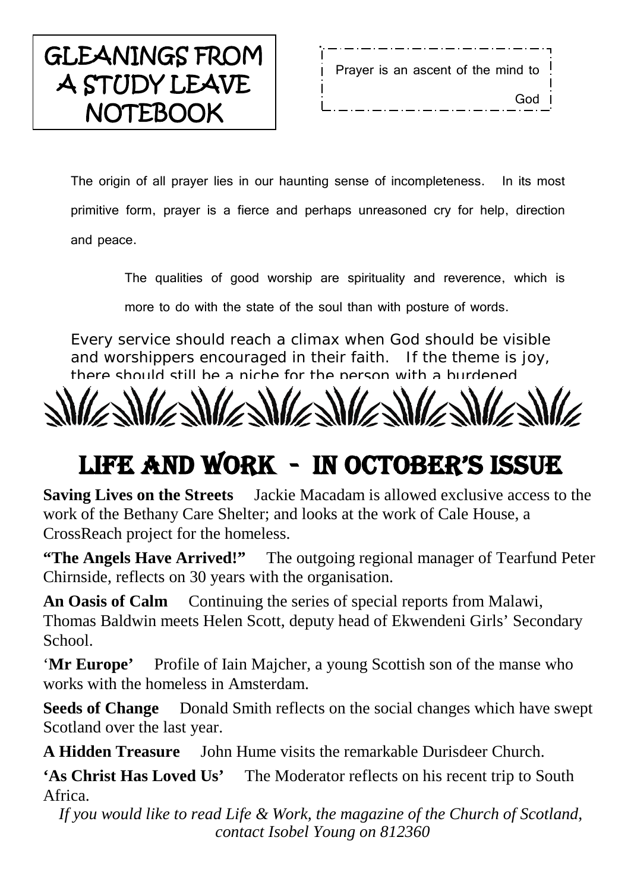# GLEANINGS FROM A STUDY LEAVE NOTEBOOK

Prayer is an ascent of the mind to God

The origin of all prayer lies in our haunting sense of incompleteness. In its most primitive form, prayer is a fierce and perhaps unreasoned cry for help, direction and peace.

The qualities of good worship are spirituality and reverence, which is more to do with the state of the soul than with posture of words.

Every service should reach a climax when God should be visible and worshippers encouraged in their faith. If the theme is joy, there should still be a niche for the person with a burdened

# LIFE AND WORK - IN OCTOBER'S ISSUE

**Saving Lives on the Streets** Jackie Macadam is allowed exclusive access to the work of the Bethany Care Shelter; and looks at the work of Cale House, a CrossReach project for the homeless.

**"The Angels Have Arrived!"** The outgoing regional manager of Tearfund Peter Chirnside, reflects on 30 years with the organisation.

**An Oasis of Calm** Continuing the series of special reports from Malawi, Thomas Baldwin meets Helen Scott, deputy head of Ekwendeni Girls' Secondary School.

'**Mr Europe'** Profile of Iain Majcher, a young Scottish son of the manse who works with the homeless in Amsterdam.

**Seeds of Change** Donald Smith reflects on the social changes which have swept Scotland over the last year.

**A Hidden Treasure** John Hume visits the remarkable Durisdeer Church.

**'As Christ Has Loved Us'** The Moderator reflects on his recent trip to South Africa.

*If you would like to read Life & Work, the magazine of the Church of Scotland, contact Isobel Young on 812360*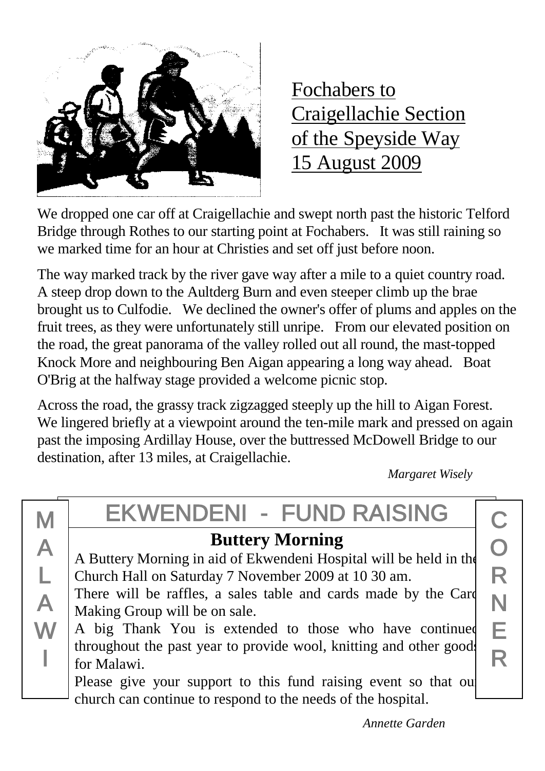## Fochabers to Craigellachie Section of the Speyside Way 15 August 2009

We dropped one car off at Craigellachie and swept north past the historic Telford Bridge through Rothes to our starting point at Fochabers. It was still raining so we marked time for an hour at Christies and set off just before noon.

The way marked track by the river gave way after a mile to a quiet country road. A steep drop down to the Aultderg Burn and even steeper climb up the brae brought us to Culfodie. We declined the owner's offer of plums and apples on the fruit trees, as they were unfortunately still unripe. From our elevated position on the road, the great panorama of the valley rolled out all round, the mast-topped Knock More and neighbouring Ben Aigan appearing a long way ahead. Boat O'Brig at the halfway stage provided a welcome picnic stop.

Across the road, the grassy track zigzagged steeply up the hill to Aigan Forest. We lingered briefly at a viewpoint around the ten-mile mark and pressed on again past the imposing Ardillay House, over the buttressed McDowell Bridge to our destination, after 13 miles, at Craigellachie.

*Margaret Wisely*

MALAWI CORNER

## EKWENDENI - FUND RAISING

### Buttery Morning

A Buttery Morning in aid of Ekwendeni Hospital will be held in the Church Hall on Saturday 7 November 2009 at 10 30 am.

There will be raffles, a sales table and cards made by the Card Making Group will be on sale.

A big Thank You is extended to those who have continued throughout the past year to provide wool, knitting and other goods for Malawi.

Please give your support to this fund raising event so that our church can continue to respond to the needs of the hospital.

*Annette Garden*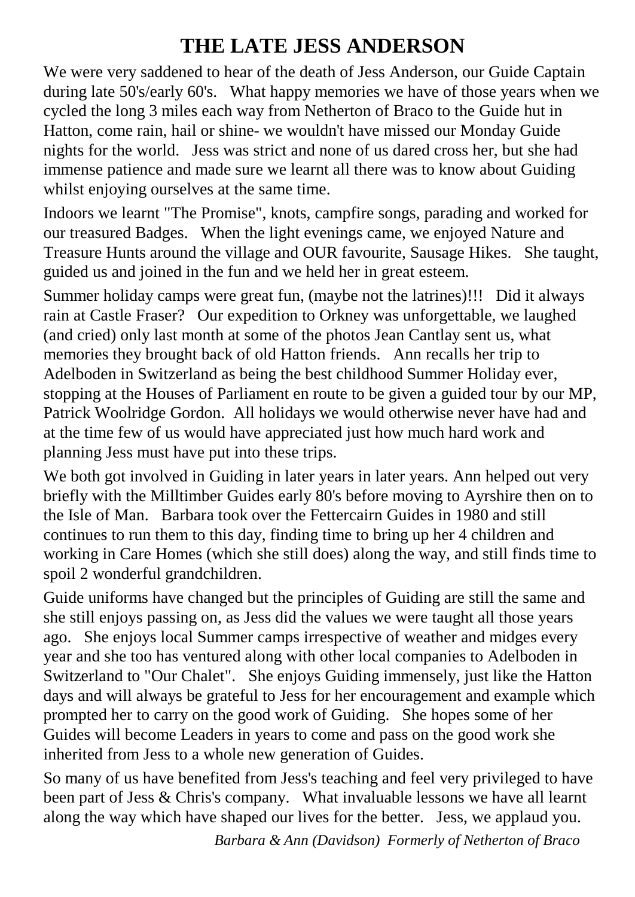# THE LATE JESS ANDERSON

We were very saddened to hear of the death of Jess Anderson, our Guide Captain during late 50's/early 60's. What happy memories we have of those years when we cycled the long 3 miles each way from Netherton of Braco to the Guide hut in Hatton, come rain, hail or shine- we wouldn't have missed our Monday Guide nights for the world. Jess was strict and none of us dared cross her, but she had immense patience and made sure we learnt all there was to know about Guiding whilst enjoying ourselves at the same time.

Indoors we learnt "The Promise", knots, campfire songs, parading and worked for our treasured Badges. When the light evenings came, we enjoyed Nature and Treasure Hunts around the village and OUR favourite, Sausage Hikes. She taught, guided us and joined in the fun and we held her in great esteem.

Summer holiday camps were great fun, (maybe not the latrines)!!! Did it always rain at Castle Fraser? Our expedition to Orkney was unforgettable, we laughed (and cried) only last month at some of the photos Jean Cantlay sent us, what memories they brought back of old Hatton friends. Ann recalls her trip to Adelboden in Switzerland as being the best childhood Summer Holiday ever, stopping at the Houses of Parliament en route to be given a guided tour by our MP, Patrick Woolridge Gordon. All holidays we would otherwise never have had and at the time few of us would have appreciated just how much hard work and planning Jess must have put into these trips.

We both got involved in Guiding in later years in later years. Ann helped out very briefly with the Milltimber Guides early 80's before moving to Ayrshire then on to the Isle of Man. Barbara took over the Fettercairn Guides in 1980 and still continues to run them to this day, finding time to bring up her 4 children and working in Care Homes (which she still does) along the way, and still finds time to spoil 2 wonderful grandchildren.

Guide uniforms have changed but the principles of Guiding are still the same and she still enjoys passing on, as Jess did the values we were taught all those years ago. She enjoys local Summer camps irrespective of weather and midges every year and she too has ventured along with other local companies to Adelboden in Switzerland to "Our Chalet". She enjoys Guiding immensely, just like the Hatton days and will always be grateful to Jess for her encouragement and example which prompted her to carry on the good work of Guiding. She hopes some of her Guides will become Leaders in years to come and pass on the good work she inherited from Jess to a whole new generation of Guides.

So many of us have benefited from Jess's teaching and feel very privileged to have been part of Jess & Chris's company. What invaluable lessons we have all learnt along the way which have shaped our lives for the better. Jess, we applaud you.

*Barbara & Ann (Davidson) Formerly of Netherton of Braco*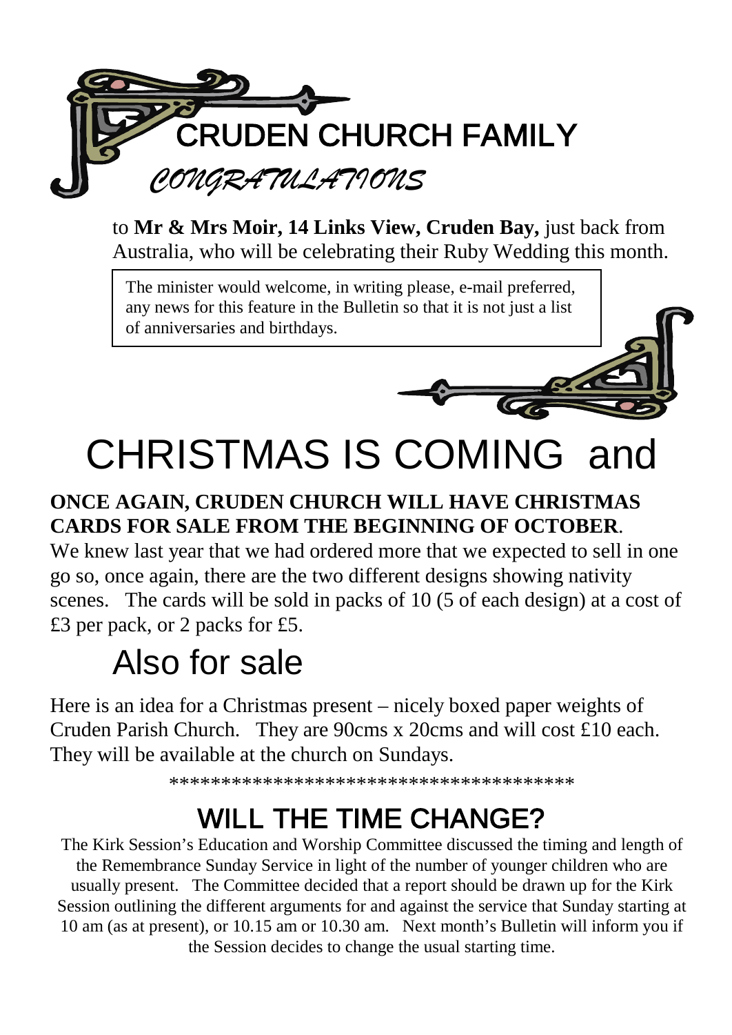# CRUDEN CHURCH FAMILY

## *CONGRATULATIONS*

to **Mr & Mrs Moir, 14 Links View, Cruden Bay,** just back from Australia, who will be celebrating their Ruby Wedding this month.

The minister would welcome, in writing please, e-mail preferred, any news for this feature in the Bulletin so that it is not just a list of anniversaries and birthdays.

# CHRISTMAS IS COMING and

**ONCE AGAIN, CRUDEN CHURCH WILL HAVE CHRISTMAS CARDS FOR SALE FROM THE BEGINNING OF OCTOBER**.

We knew last year that we had ordered more that we expected to sell in one go so, once again, there are the two different designs showing nativity scenes. The cards will be sold in packs of 10 (5 of each design) at a cost of £3 per pack, or 2 packs for £5.

## Also for sale

Here is an idea for a Christmas present – nicely boxed paper weights of Cruden Parish Church. They are 90cms x 20cms and will cost £10 each. They will be available at the church on Sundays.

***************************************

## WILL THE TIME CHANGE?

The Kirk Session's Education and Worship Committee discussed the timing and length of the Remembrance Sunday Service in light of the number of younger children who are usually present. The Committee decided that a report should be drawn up for the Kirk Session outlining the different arguments for and against the service that Sunday starting at 10 am (as at present), or 10.15 am or 10.30 am. Next month's Bulletin will inform you if the Session decides to change the usual starting time.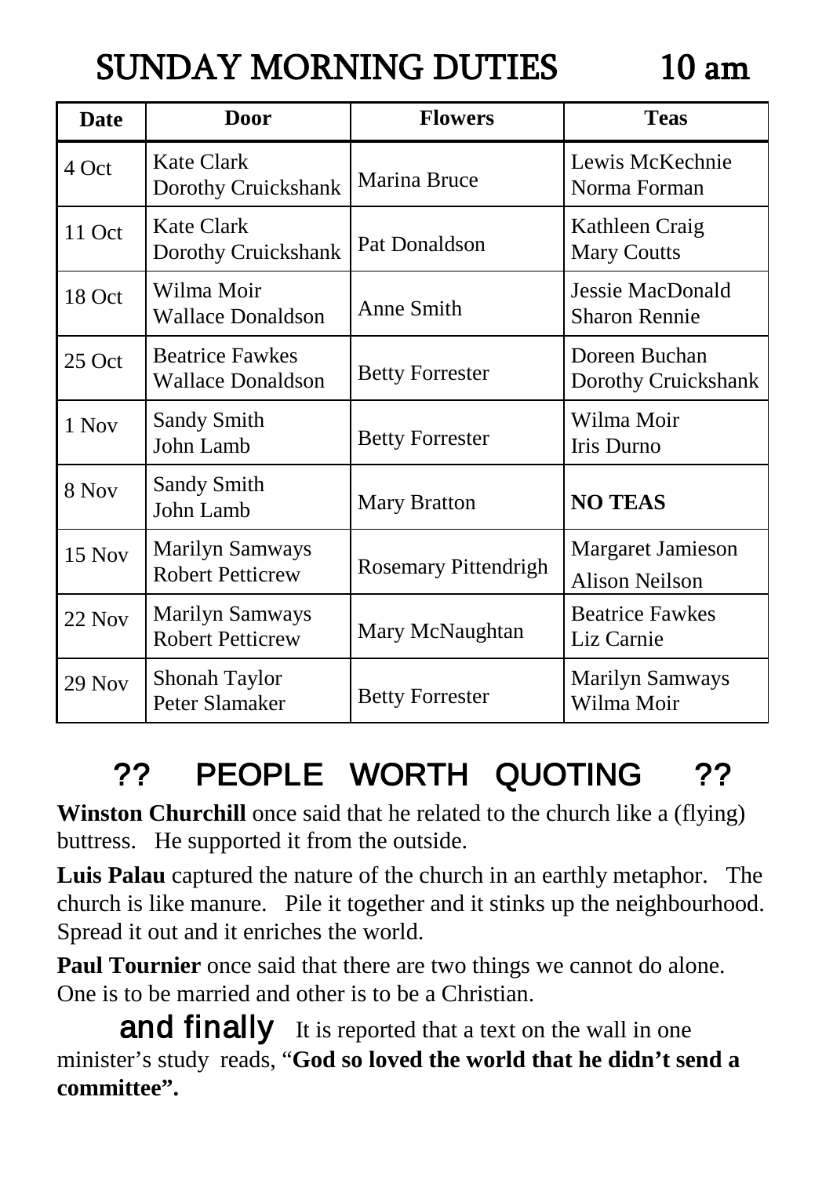# SUNDAY MORNING DUTIES 10 am

| Date | Door | Flowers | Teas |
|---|---|---|---|
| 4 Oct | Kate Clark<br>Dorothy Cruickshank | Marina Bruce | Lewis McKechnie<br>Norma Forman |
| 11 Oct | Kate Clark<br>Dorothy Cruickshank | Pat Donaldson | Kathleen Craig<br>Mary Coutts |
| 18 Oct | Wilma Moir<br>Wallace Donaldson | Anne Smith | Jessie MacDonald<br>Sharon Rennie |
| 25 Oct | Beatrice Fawkes<br>Wallace Donaldson | Betty Forrester | Doreen Buchan<br>Dorothy Cruickshank |
| 1 Nov | Sandy Smith<br>John Lamb | Betty Forrester | Wilma Moir<br>Iris Durno |
| 8 Nov | Sandy Smith<br>John Lamb | Mary Bratton | **NO TEAS** |
| 15 Nov | Marilyn Samways<br>Robert Petticrew | Rosemary Pittendrigh | Margaret Jamieson<br>Alison Neilson |
| 22 Nov | Marilyn Samways<br>Robert Petticrew | Mary McNaughtan | Beatrice Fawkes<br>Liz Carnie |
| 29 Nov | Shonah Taylor<br>Peter Slamaker | Betty Forrester | Marilyn Samways<br>Wilma Moir |

## ?? PEOPLE WORTH QUOTING ??

**Winston Churchill** once said that he related to the church like a (flying) buttress. He supported it from the outside.

**Luis Palau** captured the nature of the church in an earthly metaphor. The church is like manure. Pile it together and it stinks up the neighbourhood. Spread it out and it enriches the world.

**Paul Tournier** once said that there are two things we cannot do alone. One is to be married and other is to be a Christian.

**and finally** It is reported that a text on the wall in one minister's study reads, "**God so loved the world that he didn't send a committee".**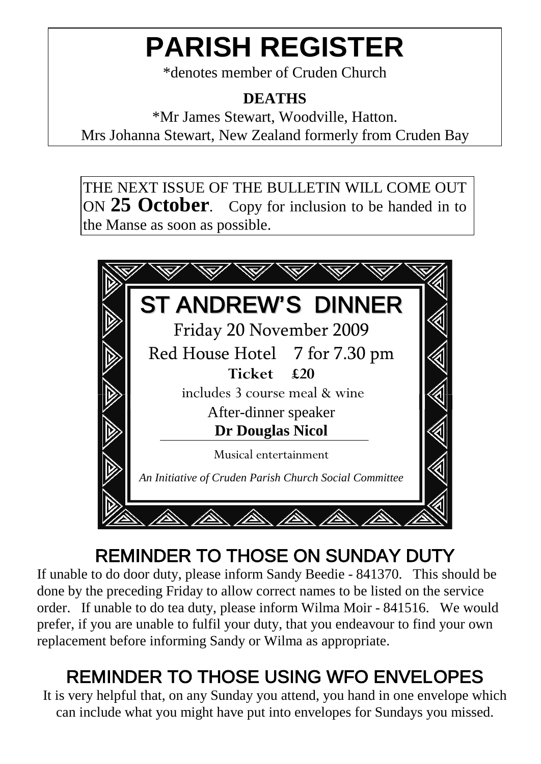# PARISH REGISTER

\*denotes member of Cruden Church

**DEATHS**

\*Mr James Stewart, Woodville, Hatton.
Mrs Johanna Stewart, New Zealand formerly from Cruden Bay

THE NEXT ISSUE OF THE BULLETIN WILL COME OUT ON **25 October**. Copy for inclusion to be handed in to the Manse as soon as possible.

## ST ANDREW'S DINNER

Friday 20 November 2009

Red House Hotel 7 for 7.30 pm

**Ticket £20**

includes 3 course meal & wine

After-dinner speaker

**Dr Douglas Nicol**

Musical entertainment

*An Initiative of Cruden Parish Church Social Committee*

## REMINDER TO THOSE ON SUNDAY DUTY

If unable to do door duty, please inform Sandy Beedie - 841370. This should be done by the preceding Friday to allow correct names to be listed on the service order. If unable to do tea duty, please inform Wilma Moir - 841516. We would prefer, if you are unable to fulfil your duty, that you endeavour to find your own replacement before informing Sandy or Wilma as appropriate.

## REMINDER TO THOSE USING WFO ENVELOPES

It is very helpful that, on any Sunday you attend, you hand in one envelope which can include what you might have put into envelopes for Sundays you missed.